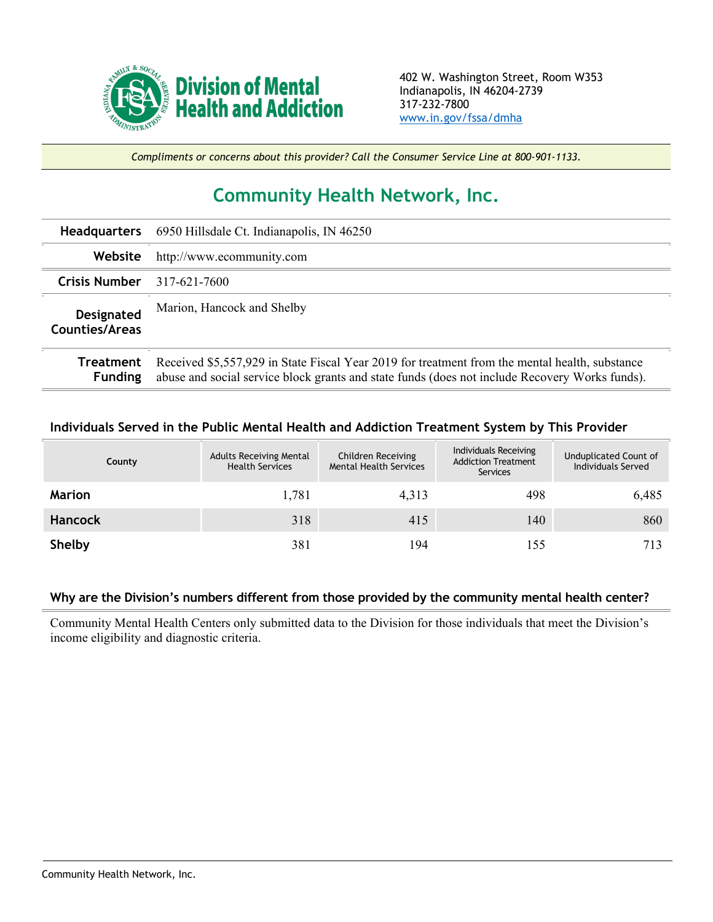**Division of Mental Health and Addiction**

402 W. Washington Street, Room W353
Indianapolis, IN 46204-2739
317-232-7800
www.in.gov/fssa/dmha

*Compliments or concerns about this provider? Call the Consumer Service Line at 800-901-1133.*

# Community Health Network, Inc.

| | |
|---|---|
| **Headquarters** | 6950 Hillsdale Ct. Indianapolis, IN 46250 |
| **Website** | http://www.ecommunity.com |
| **Crisis Number** | 317-621-7600 |
| **Designated Counties/Areas** | Marion, Hancock and Shelby |
| **Treatment Funding** | Received $5,557,929 in State Fiscal Year 2019 for treatment from the mental health, substance abuse and social service block grants and state funds (does not include Recovery Works funds). |

### Individuals Served in the Public Mental Health and Addiction Treatment System by This Provider

| County | Adults Receiving Mental Health Services | Children Receiving Mental Health Services | Individuals Receiving Addiction Treatment Services | Unduplicated Count of Individuals Served |
|---|---|---|---|---|
| **Marion** | 1,781 | 4,313 | 498 | 6,485 |
| **Hancock** | 318 | 415 | 140 | 860 |
| **Shelby** | 381 | 194 | 155 | 713 |

### Why are the Division's numbers different from those provided by the community mental health center?

Community Mental Health Centers only submitted data to the Division for those individuals that meet the Division's income eligibility and diagnostic criteria.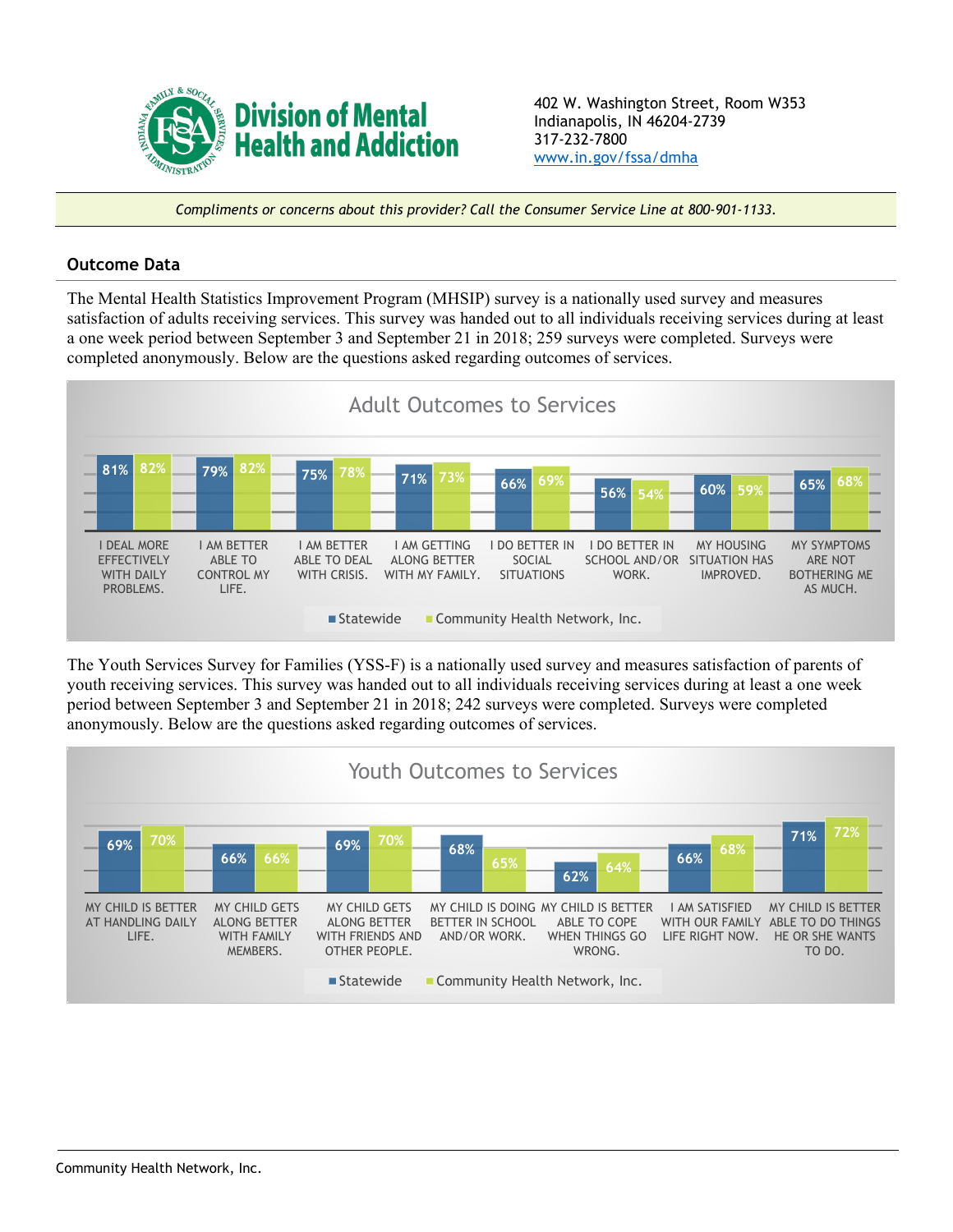Division of Mental Health and Addiction

402 W. Washington Street, Room W353
Indianapolis, IN 46204-2739
317-232-7800
www.in.gov/fssa/dmha

*Compliments or concerns about this provider? Call the Consumer Service Line at 800-901-1133.*

## Outcome Data

The Mental Health Statistics Improvement Program (MHSIP) survey is a nationally used survey and measures satisfaction of adults receiving services. This survey was handed out to all individuals receiving services during at least a one week period between September 3 and September 21 in 2018; 259 surveys were completed. Surveys were completed anonymously. Below are the questions asked regarding outcomes of services.

Adult Outcomes to Services

I DEAL MORE EFFECTIVELY WITH DAILY PROBLEMS. 81% 82%
I AM BETTER ABLE TO CONTROL MY LIFE. 79% 82%
I AM BETTER ABLE TO DEAL WITH CRISIS. 75% 78%
I AM GETTING ALONG BETTER WITH MY FAMILY. 71% 73%
I DO BETTER IN SOCIAL SITUATIONS 66% 69%
I DO BETTER IN SCHOOL AND/OR WORK. 56% 54%
MY HOUSING SITUATION HAS IMPROVED. 60% 59%
MY SYMPTOMS ARE NOT BOTHERING ME AS MUCH. 65% 68%

Statewide | Community Health Network, Inc.

The Youth Services Survey for Families (YSS-F) is a nationally used survey and measures satisfaction of parents of youth receiving services. This survey was handed out to all individuals receiving services during at least a one week period between September 3 and September 21 in 2018; 242 surveys were completed. Surveys were completed anonymously. Below are the questions asked regarding outcomes of services.

Youth Outcomes to Services

MY CHILD IS BETTER AT HANDLING DAILY LIFE. 69% 70%
MY CHILD GETS ALONG BETTER WITH FAMILY MEMBERS. 66% 66%
MY CHILD GETS ALONG BETTER WITH FRIENDS AND OTHER PEOPLE. 69% 70%
MY CHILD IS DOING BETTER IN SCHOOL AND/OR WORK. 68% 65%
MY CHILD IS BETTER ABLE TO COPE WHEN THINGS GO WRONG. 62% 64%
I AM SATISFIED WITH OUR FAMILY LIFE RIGHT NOW. 66% 68%
MY CHILD IS BETTER ABLE TO DO THINGS HE OR SHE WANTS TO DO. 71% 72%

Statewide | Community Health Network, Inc.